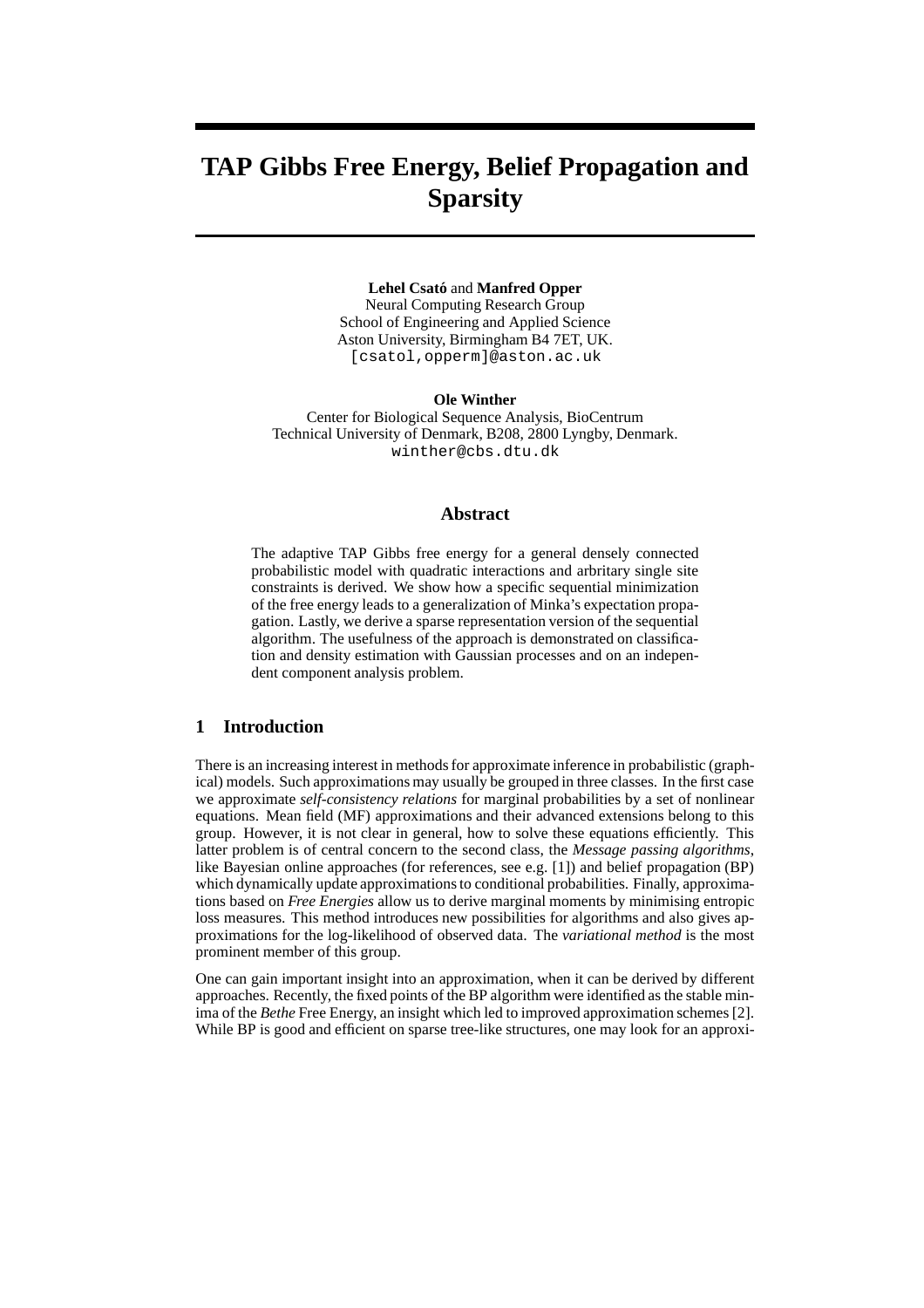# TAP Gibbs Free Energy, Belief Propagation and Sparsity

**Lehel Csató** and **Manfred Opper**
Neural Computing Research Group
School of Engineering and Applied Science
Aston University, Birmingham B4 7ET, UK.
[csatol,opperm]@aston.ac.uk

**Ole Winther**
Center for Biological Sequence Analysis, BioCentrum
Technical University of Denmark, B208, 2800 Lyngby, Denmark.
winther@cbs.dtu.dk

## Abstract

The adaptive TAP Gibbs free energy for a general densely connected probabilistic model with quadratic interactions and arbritary single site constraints is derived. We show how a specific sequential minimization of the free energy leads to a generalization of Minka's expectation propagation. Lastly, we derive a sparse representation version of the sequential algorithm. The usefulness of the approach is demonstrated on classification and density estimation with Gaussian processes and on an independent component analysis problem.

## 1 Introduction

There is an increasing interest in methods for approximate inference in probabilistic (graphical) models. Such approximations may usually be grouped in three classes. In the first case we approximate *self-consistency relations* for marginal probabilities by a set of nonlinear equations. Mean field (MF) approximations and their advanced extensions belong to this group. However, it is not clear in general, how to solve these equations efficiently. This latter problem is of central concern to the second class, the *Message passing algorithms*, like Bayesian online approaches (for references, see e.g. [1]) and belief propagation (BP) which dynamically update approximations to conditional probabilities. Finally, approximations based on *Free Energies* allow us to derive marginal moments by minimising entropic loss measures. This method introduces new possibilities for algorithms and also gives approximations for the log-likelihood of observed data. The *variational method* is the most prominent member of this group.

One can gain important insight into an approximation, when it can be derived by different approaches. Recently, the fixed points of the BP algorithm were identified as the stable minima of the *Bethe* Free Energy, an insight which led to improved approximation schemes [2]. While BP is good and efficient on sparse tree-like structures, one may look for an approxi-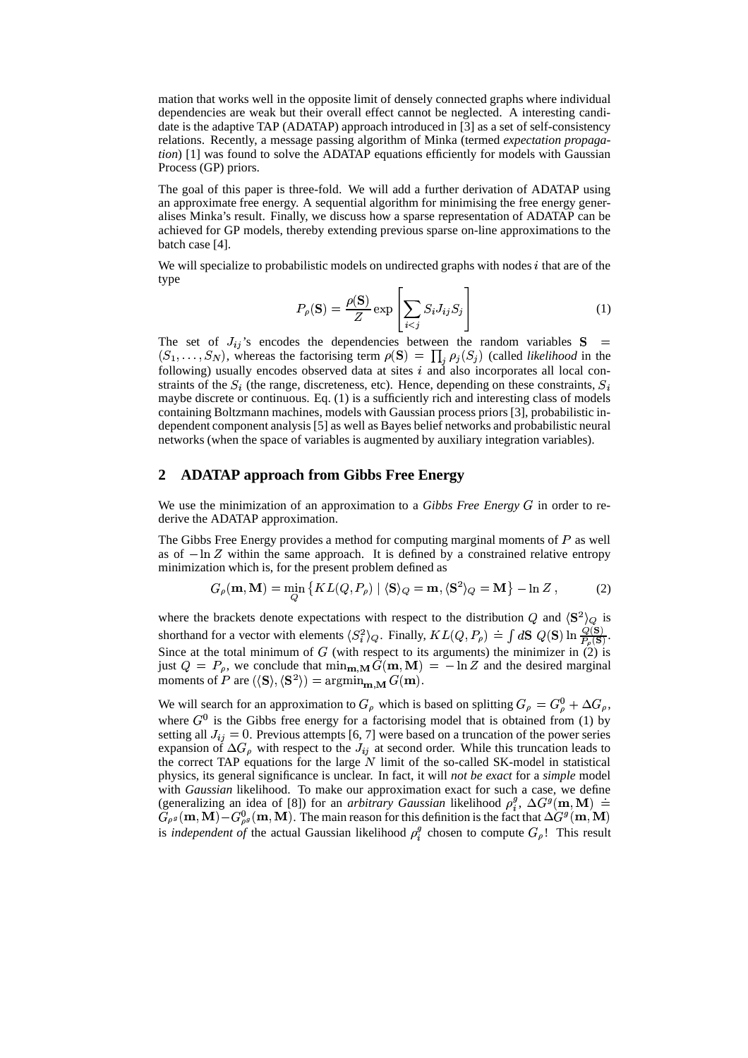mation that works well in the opposite limit of densely connected graphs where individual dependencies are weak but their overall effect cannot be neglected. A interesting candidate is the adaptive TAP (ADATAP) approach introduced in [3] as a set of self-consistency relations. Recently, a message passing algorithm of Minka (termed *expectation propagation*) [1] was found to solve the ADATAP equations efficiently for models with Gaussian Process (GP) priors.

The goal of this paper is three-fold. We will add a further derivation of ADATAP using an approximate free energy. A sequential algorithm for minimising the free energy generalises Minka's result. Finally, we discuss how a sparse representation of ADATAP can be achieved for GP models, thereby extending previous sparse on-line approximations to the batch case [4].

We will specialize to probabilistic models on undirected graphs with nodes $i$ that are of the type

$$P_\rho(\mathbf{S}) = \frac{\rho(\mathbf{S})}{Z} \exp\left[\sum_{i<j} S_i J_{ij} S_j\right] \tag{1}$$

The set of $J_{ij}$'s encodes the dependencies between the random variables $\mathbf{S} = (S_1, \ldots, S_N)$, whereas the factorising term $\rho(\mathbf{S}) = \prod_j \rho_j(S_j)$ (called *likelihood* in the following) usually encodes observed data at sites $i$ and also incorporates all local constraints of the $S_i$ (the range, discreteness, etc). Hence, depending on these constraints, $S_i$ maybe discrete or continuous. Eq. (1) is a sufficiently rich and interesting class of models containing Boltzmann machines, models with Gaussian process priors [3], probabilistic independent component analysis [5] as well as Bayes belief networks and probabilistic neural networks (when the space of variables is augmented by auxiliary integration variables).

## 2 ADATAP approach from Gibbs Free Energy

We use the minimization of an approximation to a *Gibbs Free Energy* $G$ in order to re-derive the ADATAP approximation.

The Gibbs Free Energy provides a method for computing marginal moments of $P$ as well as of $-\ln Z$ within the same approach. It is defined by a constrained relative entropy minimization which is, for the present problem defined as

$$G_\rho(\mathbf{m}, \mathbf{M}) = \min_Q \left\{ KL(Q, P_\rho) \mid \langle \mathbf{S} \rangle_Q = \mathbf{m}, \langle \mathbf{S}^2 \rangle_Q = \mathbf{M} \right\} - \ln Z\,, \tag{2}$$

where the brackets denote expectations with respect to the distribution $Q$ and $\langle \mathbf{S}^2 \rangle_Q$ is shorthand for a vector with elements $\langle S_i^2 \rangle_Q$. Finally, $KL(Q, P_\rho) \doteq \int d\mathbf{S}\; Q(\mathbf{S}) \ln \frac{Q(\mathbf{S})}{P_\rho(\mathbf{S})}$. Since at the total minimum of $G$ (with respect to its arguments) the minimizer in (2) is just $Q = P_\rho$, we conclude that $\min_{\mathbf{m},\mathbf{M}} G(\mathbf{m}, \mathbf{M}) = -\ln Z$ and the desired marginal moments of $P$ are $(\langle \mathbf{S} \rangle, \langle \mathbf{S}^2 \rangle) = \mathrm{argmin}_{\mathbf{m},\mathbf{M}}\, G(\mathbf{m})$.

We will search for an approximation to $G_\rho$ which is based on splitting $G_\rho = G_\rho^0 + \Delta G_\rho$, where $G^0$ is the Gibbs free energy for a factorising model that is obtained from (1) by setting all $J_{ij} = 0$. Previous attempts [6, 7] were based on a truncation of the power series expansion of $\Delta G_\rho$ with respect to the $J_{ij}$ at second order. While this truncation leads to the correct TAP equations for the large $N$ limit of the so-called SK-model in statistical physics, its general significance is unclear. In fact, it will *not be exact* for a *simple* model with *Gaussian* likelihood. To make our approximation exact for such a case, we define (generalizing an idea of [8]) for an *arbitrary Gaussian* likelihood $\rho_i^g$, $\Delta G^g(\mathbf{m}, \mathbf{M}) \doteq G_{\rho^g}(\mathbf{m}, \mathbf{M}) - G^0_{\rho^g}(\mathbf{m}, \mathbf{M})$. The main reason for this definition is the fact that $\Delta G^g(\mathbf{m}, \mathbf{M})$ is *independent of* the actual Gaussian likelihood $\rho_i^g$ chosen to compute $G_\rho$! This result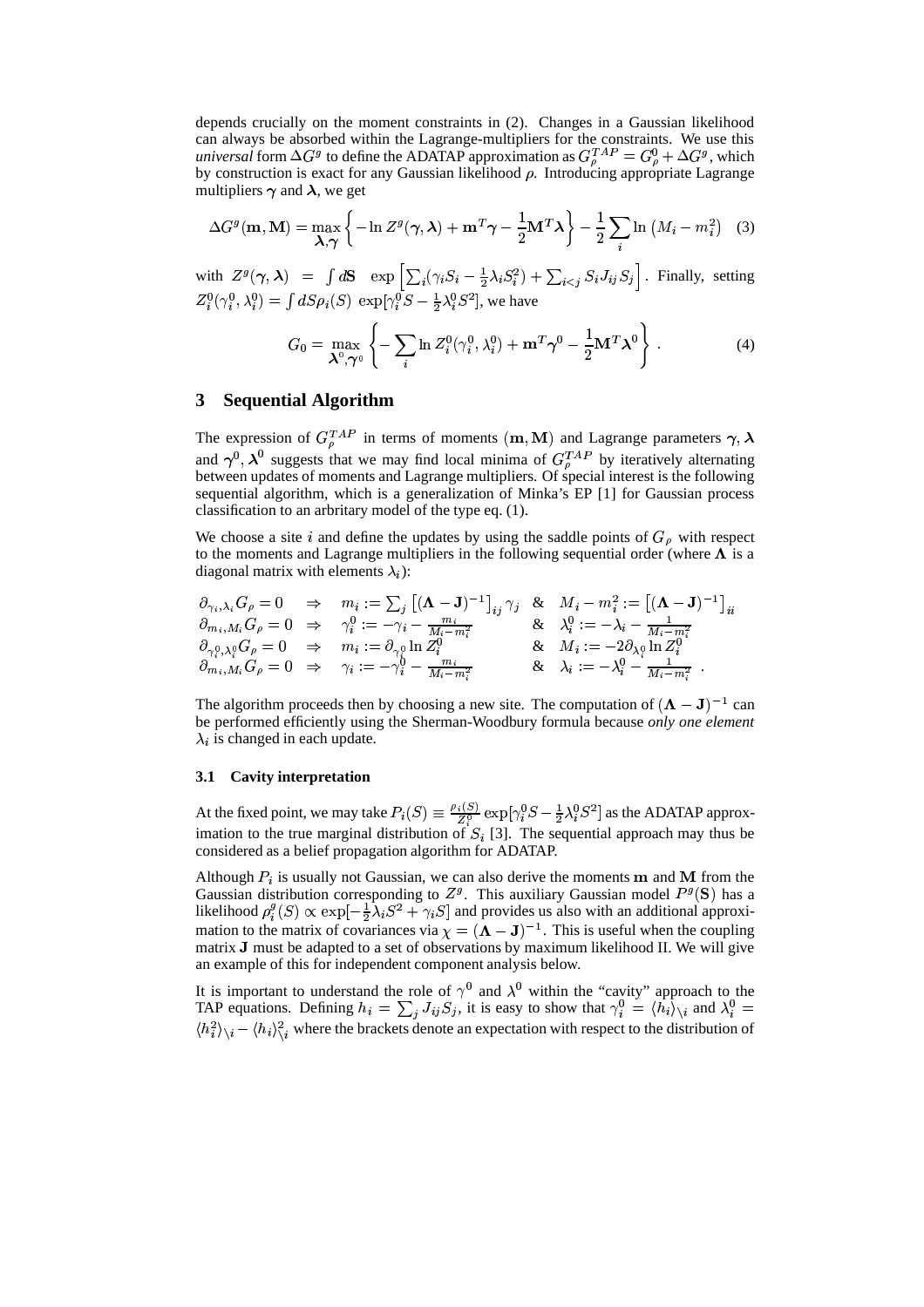depends crucially on the moment constraints in (2). Changes in a Gaussian likelihood can always be absorbed within the Lagrange-multipliers for the constraints. We use this *universal* form $\Delta G^g$ to define the ADATAP approximation as $G_\rho^{TAP} = G_\rho^0 + \Delta G^g$, which by construction is exact for any Gaussian likelihood $\rho$. Introducing appropriate Lagrange multipliers $\boldsymbol{\gamma}$ and $\boldsymbol{\lambda}$, we get

$$\Delta G^g(\mathbf{m}, \mathbf{M}) = \max_{\boldsymbol{\lambda}, \boldsymbol{\gamma}} \left\{ -\ln Z^g(\boldsymbol{\gamma}, \boldsymbol{\lambda}) + \mathbf{m}^T \boldsymbol{\gamma} - \frac{1}{2} \mathbf{M}^T \boldsymbol{\lambda} \right\} - \frac{1}{2} \sum_i \ln \left( M_i - m_i^2 \right) \quad (3)$$

with $Z^g(\boldsymbol{\gamma}, \boldsymbol{\lambda}) = \int d\mathbf{S} \ \exp\left[ \sum_i (\gamma_i S_i - \frac{1}{2}\lambda_i S_i^2) + \sum_{i<j} S_i J_{ij} S_j \right]$. Finally, setting $Z_i^0(\gamma_i^0, \lambda_i^0) = \int dS \rho_i(S) \ \exp[\gamma_i^0 S - \frac{1}{2}\lambda_i^0 S^2]$, we have

$$G_0 = \max_{\boldsymbol{\lambda}^0, \boldsymbol{\gamma}^0} \left\{ -\sum_i \ln Z_i^0(\gamma_i^0, \lambda_i^0) + \mathbf{m}^T \boldsymbol{\gamma}^0 - \frac{1}{2} \mathbf{M}^T \boldsymbol{\lambda}^0 \right\} . \quad (4)$$

## 3 Sequential Algorithm

The expression of $G_\rho^{TAP}$ in terms of moments $(\mathbf{m}, \mathbf{M})$ and Lagrange parameters $\boldsymbol{\gamma}, \boldsymbol{\lambda}$ and $\boldsymbol{\gamma}^0, \boldsymbol{\lambda}^0$ suggests that we may find local minima of $G_\rho^{TAP}$ by iteratively alternating between updates of moments and Lagrange multipliers. Of special interest is the following sequential algorithm, which is a generalization of Minka's EP [1] for Gaussian process classification to an arbitrary model of the type eq. (1).

We choose a site $i$ and define the updates by using the saddle points of $G_\rho$ with respect to the moments and Lagrange multipliers in the following sequential order (where $\boldsymbol{\Lambda}$ is a diagonal matrix with elements $\lambda_i$):

$$\begin{array}{lllll}
\partial_{\gamma_i, \lambda_i} G_\rho = 0 & \Rightarrow & m_i := \sum_j \left[ (\boldsymbol{\Lambda} - \mathbf{J})^{-1} \right]_{ij} \gamma_j & \& & M_i - m_i^2 := \left[ (\boldsymbol{\Lambda} - \mathbf{J})^{-1} \right]_{ii} \\
\partial_{m_i, M_i} G_\rho = 0 & \Rightarrow & \gamma_i^0 := -\gamma_i - \frac{m_i}{M_i - m_i^2} & \& & \lambda_i^0 := -\lambda_i - \frac{1}{M_i - m_i^2} \\
\partial_{\gamma_i^0, \lambda_i^0} G_\rho = 0 & \Rightarrow & m_i := \partial_{\gamma_i^0} \ln Z_i^0 & \& & M_i := -2 \partial_{\lambda_i^0} \ln Z_i^0 \\
\partial_{m_i, M_i} G_\rho = 0 & \Rightarrow & \gamma_i := -\gamma_i^0 - \frac{m_i}{M_i - m_i^2} & \& & \lambda_i := -\lambda_i^0 - \frac{1}{M_i - m_i^2} \ .
\end{array}$$

The algorithm proceeds then by choosing a new site. The computation of $(\boldsymbol{\Lambda} - \mathbf{J})^{-1}$ can be performed efficiently using the Sherman-Woodbury formula because *only one element* $\lambda_i$ is changed in each update.

### 3.1 Cavity interpretation

At the fixed point, we may take $P_i(S) \equiv \frac{\rho_i(S)}{Z_i^0} \exp[\gamma_i^0 S - \frac{1}{2}\lambda_i^0 S^2]$ as the ADATAP approximation to the true marginal distribution of $S_i$ [3]. The sequential approach may thus be considered as a belief propagation algorithm for ADATAP.

Although $P_i$ is usually not Gaussian, we can also derive the moments $\mathbf{m}$ and $\mathbf{M}$ from the Gaussian distribution corresponding to $Z^g$. This auxiliary Gaussian model $P^g(\mathbf{S})$ has a likelihood $\rho_i^g(S) \propto \exp[-\frac{1}{2}\lambda_i S^2 + \gamma_i S]$ and provides us also with an additional approximation to the matrix of covariances via $\chi = (\boldsymbol{\Lambda} - \mathbf{J})^{-1}$. This is useful when the coupling matrix $\mathbf{J}$ must be adapted to a set of observations by maximum likelihood II. We will give an example of this for independent component analysis below.

It is important to understand the role of $\gamma^0$ and $\lambda^0$ within the "cavity" approach to the TAP equations. Defining $h_i = \sum_j J_{ij} S_j$, it is easy to show that $\gamma_i^0 = \langle h_i \rangle_{\setminus i}$ and $\lambda_i^0 = \langle h_i^2 \rangle_{\setminus i} - \langle h_i \rangle_{\setminus i}^2$ where the brackets denote an expectation with respect to the distribution of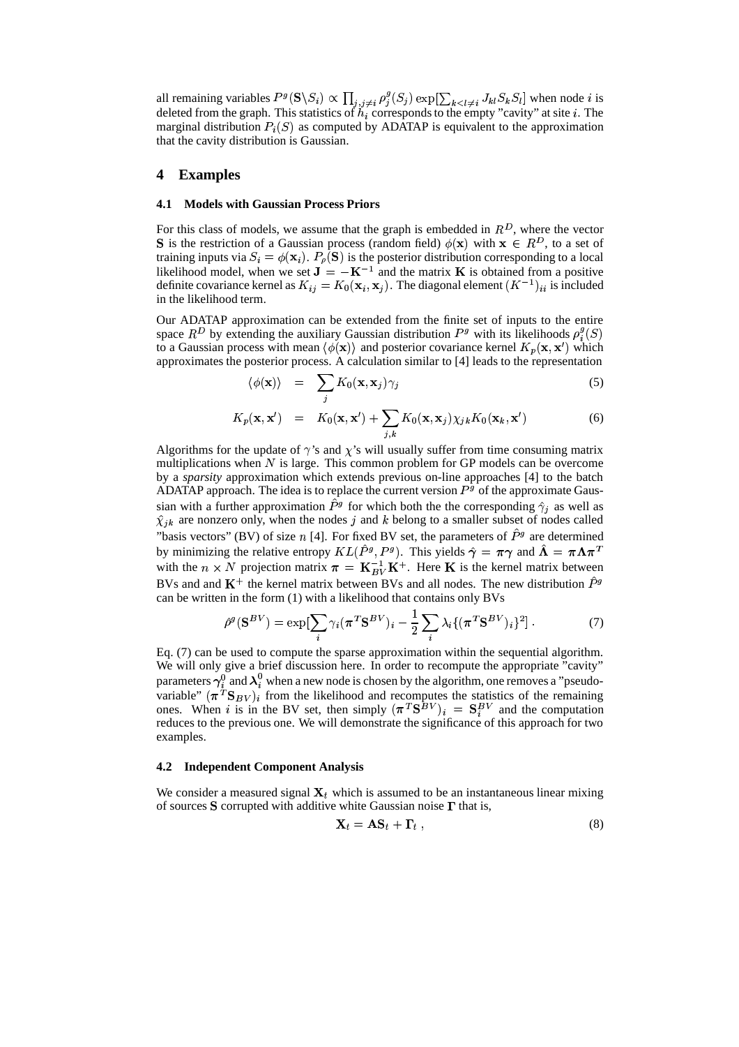all remaining variables $P^g(\mathbf{S}\backslash S_i) \propto \prod_{j,j\neq i} \rho_j^g(S_j) \exp[\sum_{k<l\neq i} J_{kl} S_k S_l]$ when node $i$ is deleted from the graph. This statistics of $h_i$ corresponds to the empty "cavity" at site $i$. The marginal distribution $P_i(S)$ as computed by ADATAP is equivalent to the approximation that the cavity distribution is Gaussian.

## 4 Examples

### 4.1 Models with Gaussian Process Priors

For this class of models, we assume that the graph is embedded in $R^D$, where the vector $\mathbf{S}$ is the restriction of a Gaussian process (random field) $\phi(\mathbf{x})$ with $\mathbf{x} \in R^D$, to a set of training inputs via $S_i = \phi(\mathbf{x}_i)$. $P_\rho(\mathbf{S})$ is the posterior distribution corresponding to a local likelihood model, when we set $\mathbf{J} = -\mathbf{K}^{-1}$ and the matrix $\mathbf{K}$ is obtained from a positive definite covariance kernel as $K_{ij} = K_0(\mathbf{x}_i, \mathbf{x}_j)$. The diagonal element $(K^{-1})_{ii}$ is included in the likelihood term.

Our ADATAP approximation can be extended from the finite set of inputs to the entire space $R^D$ by extending the auxiliary Gaussian distribution $P^g$ with its likelihoods $\rho_i^g(S)$ to a Gaussian process with mean $\langle \phi(\mathbf{x}) \rangle$ and posterior covariance kernel $K_p(\mathbf{x}, \mathbf{x}')$ which approximates the posterior process. A calculation similar to [4] leads to the representation

$$\langle \phi(\mathbf{x}) \rangle = \sum_j K_0(\mathbf{x}, \mathbf{x}_j) \gamma_j \tag{5}$$

$$K_p(\mathbf{x}, \mathbf{x}') = K_0(\mathbf{x}, \mathbf{x}') + \sum_{j,k} K_0(\mathbf{x}, \mathbf{x}_j) \chi_{jk} K_0(\mathbf{x}_k, \mathbf{x}') \tag{6}$$

Algorithms for the update of $\gamma$'s and $\chi$'s will usually suffer from time consuming matrix multiplications when $N$ is large. This common problem for GP models can be overcome by a *sparsity* approximation which extends previous on-line approaches [4] to the batch ADATAP approach. The idea is to replace the current version $P^g$ of the approximate Gaussian with a further approximation $\hat{P}^g$ for which both the the corresponding $\hat{\gamma}_j$ as well as $\hat{\chi}_{jk}$ are nonzero only, when the nodes $j$ and $k$ belong to a smaller subset of nodes called "basis vectors" (BV) of size $n$ [4]. For fixed BV set, the parameters of $\hat{P}^g$ are determined by minimizing the relative entropy $KL(\hat{P}^g, P^g)$. This yields $\hat{\boldsymbol{\gamma}} = \boldsymbol{\pi}\boldsymbol{\gamma}$ and $\hat{\boldsymbol{\Lambda}} = \boldsymbol{\pi}\boldsymbol{\Lambda}\boldsymbol{\pi}^T$ with the $n \times N$ projection matrix $\boldsymbol{\pi} = \mathbf{K}_{BV}^{-1}\mathbf{K}^+$. Here $\mathbf{K}$ is the kernel matrix between BVs and and $\mathbf{K}^+$ the kernel matrix between BVs and all nodes. The new distribution $\hat{P}^g$ can be written in the form (1) with a likelihood that contains only BVs

$$\hat{\rho}^g(\mathbf{S}^{BV}) = \exp[\sum_i \gamma_i (\boldsymbol{\pi}^T \mathbf{S}^{BV})_i - \frac{1}{2} \sum_i \lambda_i \{(\boldsymbol{\pi}^T \mathbf{S}^{BV})_i\}^2] \,. \tag{7}$$

Eq. (7) can be used to compute the sparse approximation within the sequential algorithm. We will only give a brief discussion here. In order to recompute the appropriate "cavity" parameters $\boldsymbol{\gamma}_i^0$ and $\boldsymbol{\lambda}_i^0$ when a new node is chosen by the algorithm, one removes a "pseudo-variable" $(\boldsymbol{\pi}^T \mathbf{S}_{BV})_i$ from the likelihood and recomputes the statistics of the remaining ones. When $i$ is in the BV set, then simply $(\boldsymbol{\pi}^T \mathbf{S}^{BV})_i = \mathbf{S}_i^{BV}$ and the computation reduces to the previous one. We will demonstrate the significance of this approach for two examples.

### 4.2 Independent Component Analysis

We consider a measured signal $\mathbf{X}_t$ which is assumed to be an instantaneous linear mixing of sources $\mathbf{S}$ corrupted with additive white Gaussian noise $\boldsymbol{\Gamma}$ that is,

$$\mathbf{X}_t = \mathbf{A}\mathbf{S}_t + \boldsymbol{\Gamma}_t \,, \tag{8}$$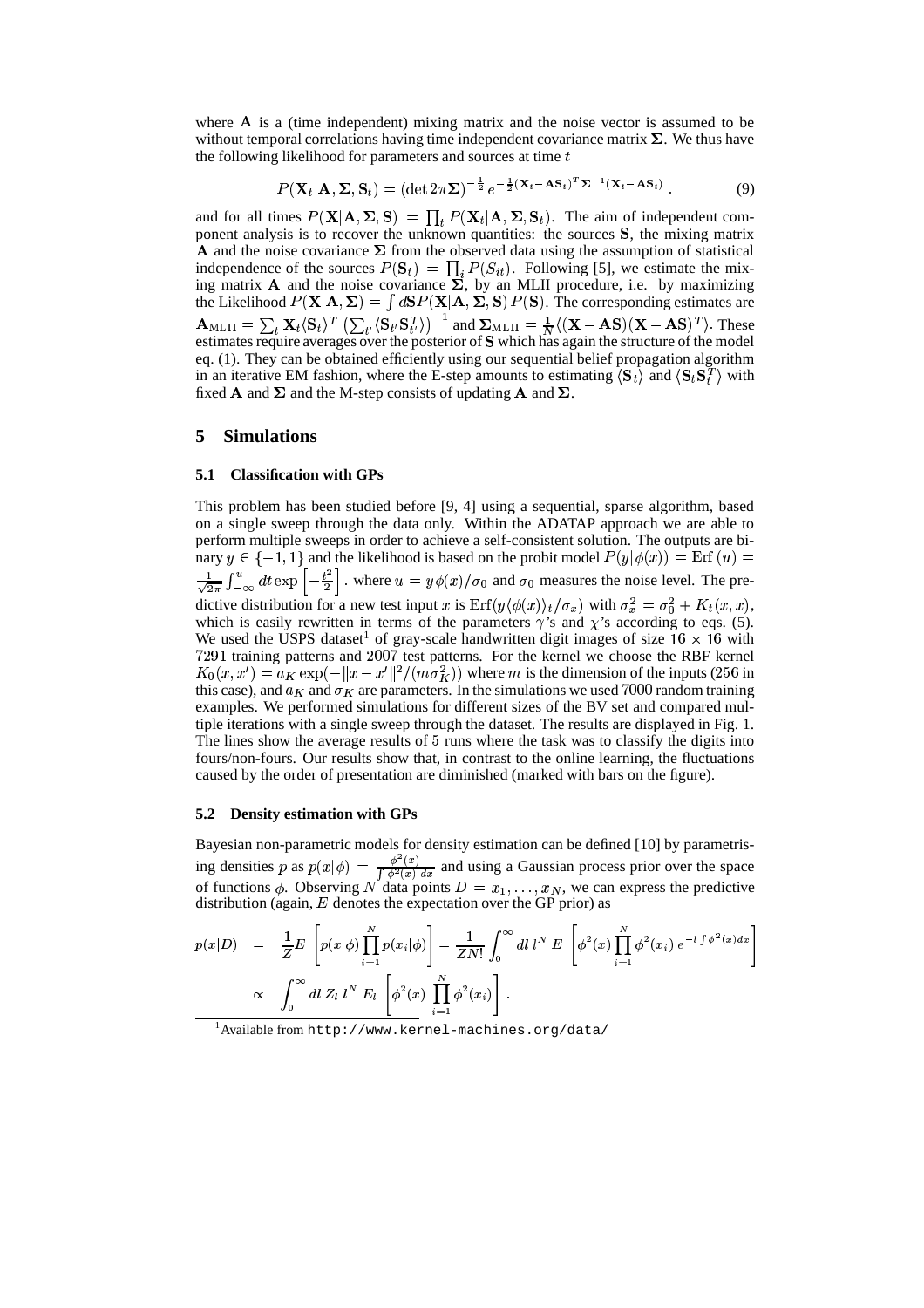where $\mathbf{A}$ is a (time independent) mixing matrix and the noise vector is assumed to be without temporal correlations having time independent covariance matrix $\mathbf{\Sigma}$. We thus have the following likelihood for parameters and sources at time $t$

$$P(\mathbf{X}_t|\mathbf{A}, \mathbf{\Sigma}, \mathbf{S}_t) = (\det 2\pi\mathbf{\Sigma})^{-\frac{1}{2}} e^{-\frac{1}{2}(\mathbf{X}_t - \mathbf{A}\mathbf{S}_t)^T \mathbf{\Sigma}^{-1}(\mathbf{X}_t - \mathbf{A}\mathbf{S}_t)} . \tag{9}$$

and for all times $P(\mathbf{X}|\mathbf{A}, \mathbf{\Sigma}, \mathbf{S}) = \prod_t P(\mathbf{X}_t|\mathbf{A}, \mathbf{\Sigma}, \mathbf{S}_t)$. The aim of independent component analysis is to recover the unknown quantities: the sources $\mathbf{S}$, the mixing matrix $\mathbf{A}$ and the noise covariance $\mathbf{\Sigma}$ from the observed data using the assumption of statistical independence of the sources $P(\mathbf{S}_t) = \prod_i P(S_{it})$. Following [5], we estimate the mixing matrix $\mathbf{A}$ and the noise covariance $\mathbf{\Sigma}$, by an MLII procedure, i.e. by maximizing the Likelihood $P(\mathbf{X}|\mathbf{A}, \mathbf{\Sigma}) = \int d\mathbf{S} P(\mathbf{X}|\mathbf{A}, \mathbf{\Sigma}, \mathbf{S}) P(\mathbf{S})$. The corresponding estimates are $\mathbf{A}_{\text{MLII}} = \sum_t \mathbf{X}_t \langle \mathbf{S}_t \rangle^T \left( \sum_{t'} \langle \mathbf{S}_{t'} \mathbf{S}_{t'}^T \rangle \right)^{-1}$ and $\mathbf{\Sigma}_{\text{MLII}} = \frac{1}{N} \langle (\mathbf{X} - \mathbf{A}\mathbf{S})(\mathbf{X} - \mathbf{A}\mathbf{S})^T \rangle$. These estimates require averages over the posterior of $\mathbf{S}$ which has again the structure of the model eq. (1). They can be obtained efficiently using our sequential belief propagation algorithm in an iterative EM fashion, where the E-step amounts to estimating $\langle \mathbf{S}_t \rangle$ and $\langle \mathbf{S}_t \mathbf{S}_t^T \rangle$ with fixed $\mathbf{A}$ and $\mathbf{\Sigma}$ and the M-step consists of updating $\mathbf{A}$ and $\mathbf{\Sigma}$.

## 5 Simulations

### 5.1 Classification with GPs

This problem has been studied before [9, 4] using a sequential, sparse algorithm, based on a single sweep through the data only. Within the ADATAP approach we are able to perform multiple sweeps in order to achieve a self-consistent solution. The outputs are binary $y \in \{-1, 1\}$ and the likelihood is based on the probit model $P(y|\phi(x)) = \text{Erf}(u) = \frac{1}{\sqrt{2\pi}} \int_{-\infty}^{u} dt \exp\left[-\frac{t^2}{2}\right]$. where $u = y\phi(x)/\sigma_0$ and $\sigma_0$ measures the noise level. The predictive distribution for a new test input $x$ is $\text{Erf}(y\langle\phi(x)\rangle_t/\sigma_x)$ with $\sigma_x^2 = \sigma_0^2 + K_t(x, x)$, which is easily rewritten in terms of the parameters $\gamma$'s and $\chi$'s according to eqs. (5). We used the USPS dataset[1] of gray-scale handwritten digit images of size $16 \times 16$ with $7291$ training patterns and $2007$ test patterns. For the kernel we choose the RBF kernel $K_0(x, x') = a_K \exp(-\|x - x'\|^2/(m\sigma_K^2))$ where $m$ is the dimension of the inputs ($256$ in this case), and $a_K$ and $\sigma_K$ are parameters. In the simulations we used $7000$ random training examples. We performed simulations for different sizes of the BV set and compared multiple iterations with a single sweep through the dataset. The results are displayed in Fig. 1. The lines show the average results of $5$ runs where the task was to classify the digits into fours/non-fours. Our results show that, in contrast to the online learning, the fluctuations caused by the order of presentation are diminished (marked with bars on the figure).

### 5.2 Density estimation with GPs

Bayesian non-parametric models for density estimation can be defined [10] by parametrising densities $p$ as $p(x|\phi) = \frac{\phi^2(x)}{\int \phi^2(x)\, dx}$ and using a Gaussian process prior over the space of functions $\phi$. Observing $N$ data points $D = x_1, \ldots, x_N$, we can express the predictive distribution (again, $E$ denotes the expectation over the GP prior) as

$$\begin{aligned} p(x|D) &= \frac{1}{Z} E\left[ p(x|\phi) \prod_{i=1}^{N} p(x_i|\phi) \right] = \frac{1}{ZN!} \int_0^\infty dl\, l^N\, E\left[ \phi^2(x) \prod_{i=1}^{N} \phi^2(x_i)\, e^{-l \int \phi^2(x) dx} \right] \\ &\propto \int_0^\infty dl\, Z_l\, l^N\, E_l\left[ \phi^2(x) \prod_{i=1}^{N} \phi^2(x_i) \right] . \end{aligned}$$

[1] Available from http://www.kernel-machines.org/data/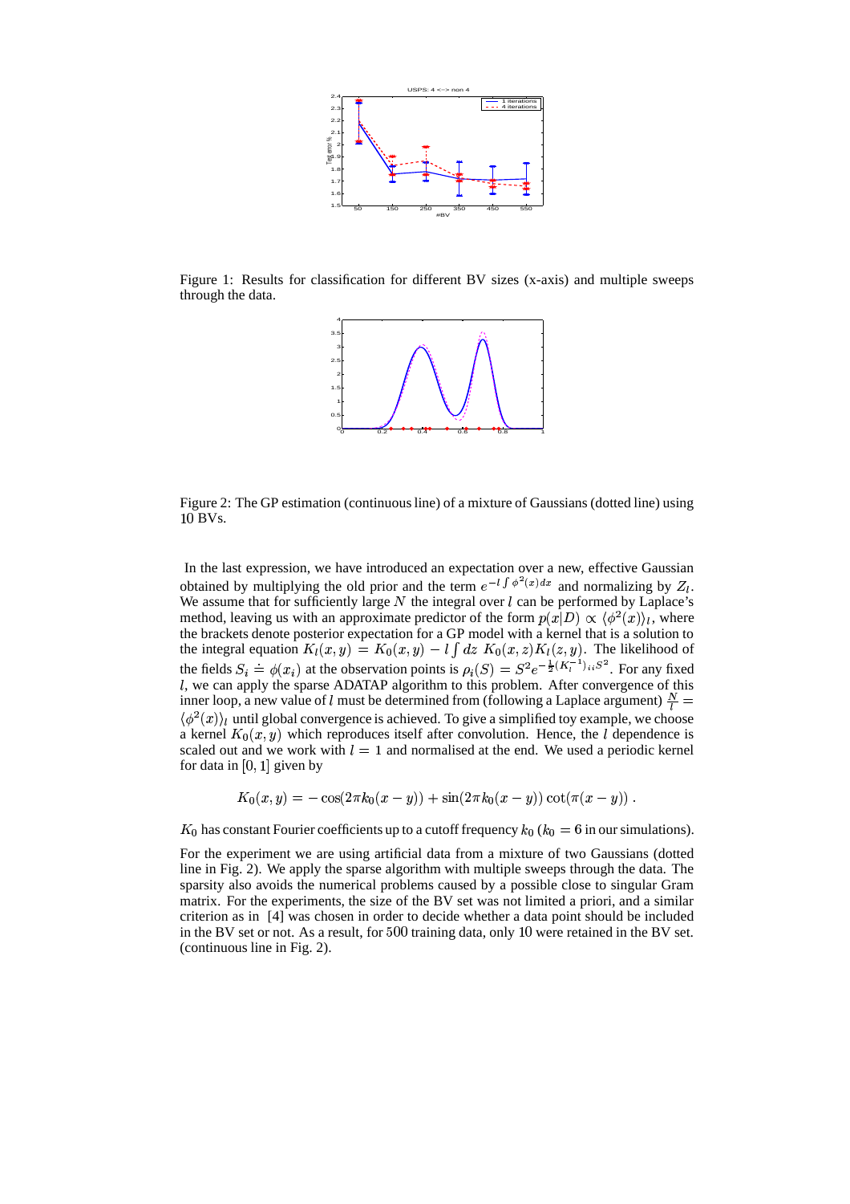Figure 1: Results for classification for different BV sizes (x-axis) and multiple sweeps through the data.

Figure 2: The GP estimation (continuous line) of a mixture of Gaussians (dotted line) using 10 BVs.

In the last expression, we have introduced an expectation over a new, effective Gaussian obtained by multiplying the old prior and the term $e^{-l\int \phi^2(x)dx}$ and normalizing by $Z_l$. We assume that for sufficiently large $N$ the integral over $l$ can be performed by Laplace's method, leaving us with an approximate predictor of the form $p(x|D) \propto \langle \phi^2(x) \rangle_l$, where the brackets denote posterior expectation for a GP model with a kernel that is a solution to the integral equation $K_l(x,y) = K_0(x,y) - l \int dz \; K_0(x,z) K_l(z,y)$. The likelihood of the fields $S_i \doteq \phi(x_i)$ at the observation points is $\rho_i(S) = S^2 e^{-\frac{1}{2}(K_l^{-1})_{ii} S^2}$. For any fixed $l$, we can apply the sparse ADATAP algorithm to this problem. After convergence of this inner loop, a new value of $l$ must be determined from (following a Laplace argument) $\frac{N}{l} = \langle \phi^2(x) \rangle_l$ until global convergence is achieved. To give a simplified toy example, we choose a kernel $K_0(x,y)$ which reproduces itself after convolution. Hence, the $l$ dependence is scaled out and we work with $l=1$ and normalised at the end. We used a periodic kernel for data in $[0,1]$ given by

$$K_0(x,y) = -\cos(2\pi k_0(x-y)) + \sin(2\pi k_0(x-y))\cot(\pi(x-y)) \; .$$

$K_0$ has constant Fourier coefficients up to a cutoff frequency $k_0$ ($k_0 = 6$ in our simulations).

For the experiment we are using artificial data from a mixture of two Gaussians (dotted line in Fig. 2). We apply the sparse algorithm with multiple sweeps through the data. The sparsity also avoids the numerical problems caused by a possible close to singular Gram matrix. For the experiments, the size of the BV set was not limited a priori, and a similar criterion as in [4] was chosen in order to decide whether a data point should be included in the BV set or not. As a result, for 500 training data, only 10 were retained in the BV set. (continuous line in Fig. 2).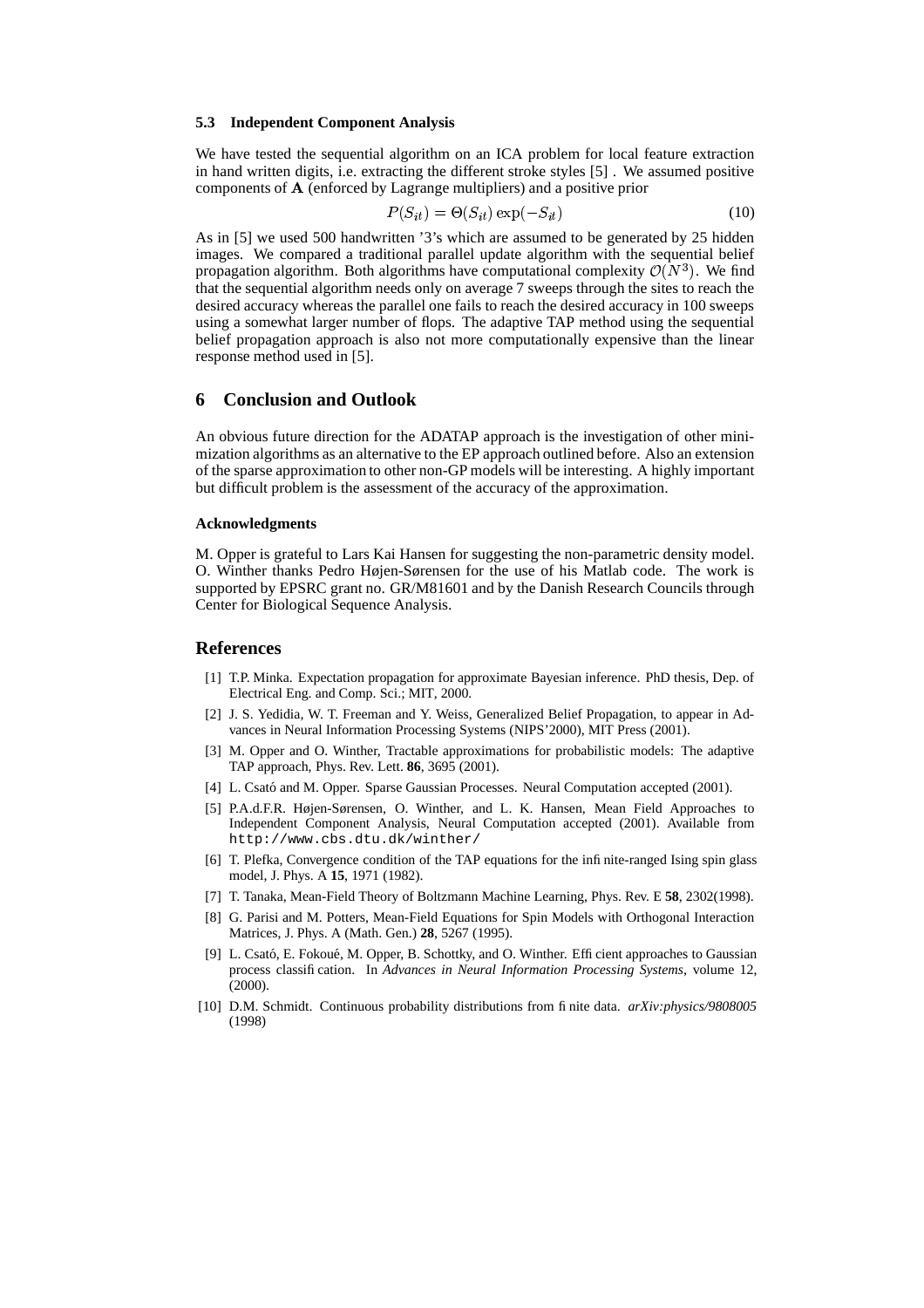### 5.3 Independent Component Analysis

We have tested the sequential algorithm on an ICA problem for local feature extraction in hand written digits, i.e. extracting the different stroke styles [5] . We assumed positive components of $\mathbf{A}$ (enforced by Lagrange multipliers) and a positive prior

$$P(S_{it}) = \Theta(S_{it}) \exp(-S_{it}) \tag{10}$$

As in [5] we used 500 handwritten '3's which are assumed to be generated by 25 hidden images. We compared a traditional parallel update algorithm with the sequential belief propagation algorithm. Both algorithms have computational complexity $\mathcal{O}(N^3)$. We find that the sequential algorithm needs only on average 7 sweeps through the sites to reach the desired accuracy whereas the parallel one fails to reach the desired accuracy in 100 sweeps using a somewhat larger number of flops. The adaptive TAP method using the sequential belief propagation approach is also not more computationally expensive than the linear response method used in [5].

## 6 Conclusion and Outlook

An obvious future direction for the ADATAP approach is the investigation of other minimization algorithms as an alternative to the EP approach outlined before. Also an extension of the sparse approximation to other non-GP models will be interesting. A highly important but difficult problem is the assessment of the accuracy of the approximation.

### Acknowledgments

M. Opper is grateful to Lars Kai Hansen for suggesting the non-parametric density model. O. Winther thanks Pedro Højen-Sørensen for the use of his Matlab code. The work is supported by EPSRC grant no. GR/M81601 and by the Danish Research Councils through Center for Biological Sequence Analysis.

## References

[1] T.P. Minka. Expectation propagation for approximate Bayesian inference. PhD thesis, Dep. of Electrical Eng. and Comp. Sci.; MIT, 2000.

[2] J. S. Yedidia, W. T. Freeman and Y. Weiss, Generalized Belief Propagation, to appear in Advances in Neural Information Processing Systems (NIPS'2000), MIT Press (2001).

[3] M. Opper and O. Winther, Tractable approximations for probabilistic models: The adaptive TAP approach, Phys. Rev. Lett. **86**, 3695 (2001).

[4] L. Csató and M. Opper. Sparse Gaussian Processes. Neural Computation accepted (2001).

[5] P.A.d.F.R. Højen-Sørensen, O. Winther, and L. K. Hansen, Mean Field Approaches to Independent Component Analysis, Neural Computation accepted (2001). Available from `http://www.cbs.dtu.dk/winther/`

[6] T. Plefka, Convergence condition of the TAP equations for the infinite-ranged Ising spin glass model, J. Phys. A **15**, 1971 (1982).

[7] T. Tanaka, Mean-Field Theory of Boltzmann Machine Learning, Phys. Rev. E **58**, 2302(1998).

[8] G. Parisi and M. Potters, Mean-Field Equations for Spin Models with Orthogonal Interaction Matrices, J. Phys. A (Math. Gen.) **28**, 5267 (1995).

[9] L. Csató, E. Fokoué, M. Opper, B. Schottky, and O. Winther. Efficient approaches to Gaussian process classification. In *Advances in Neural Information Processing Systems*, volume 12, (2000).

[10] D.M. Schmidt. Continuous probability distributions from finite data. *arXiv:physics/9808005* (1998)